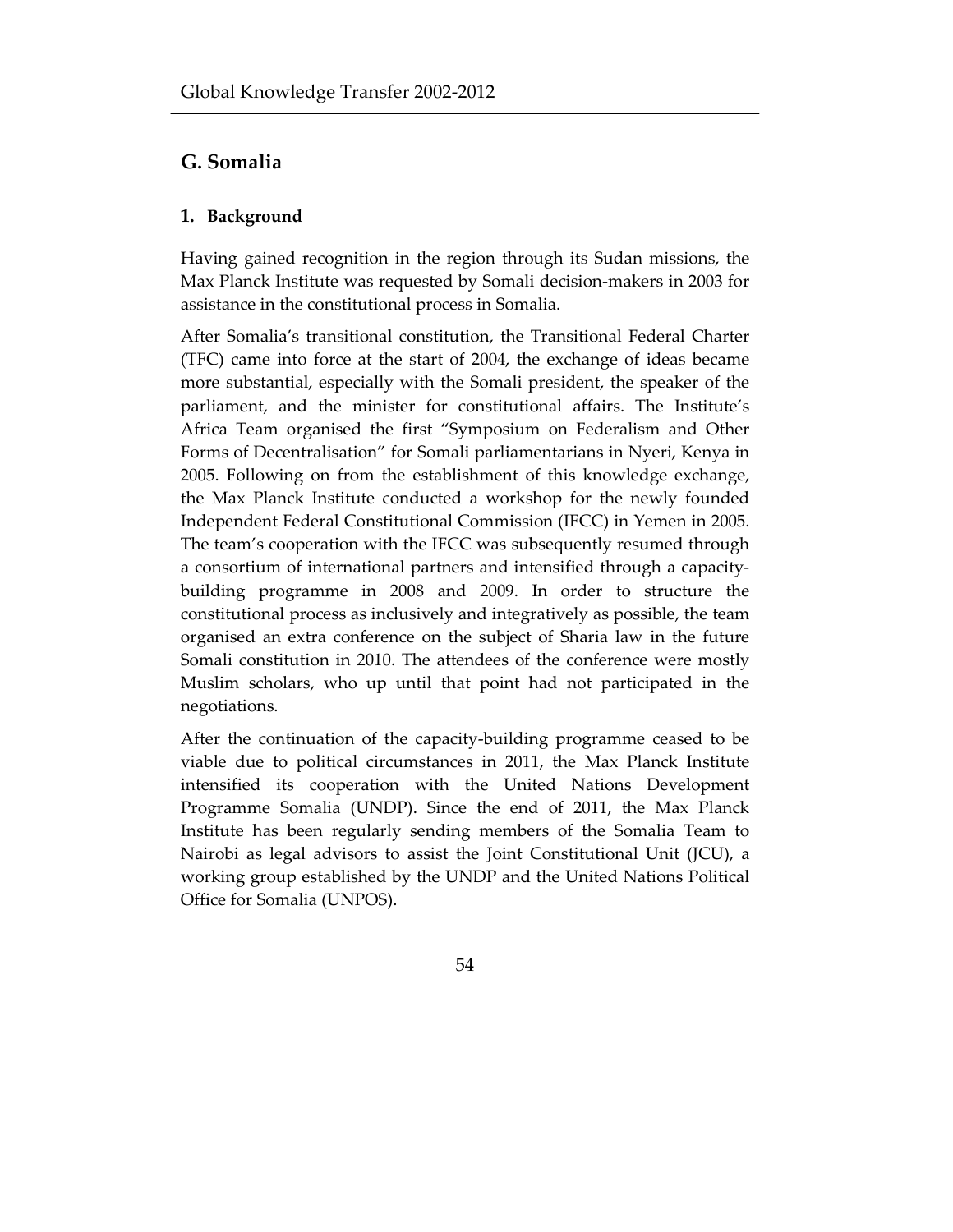## G. Somalia

### 1. Background

Having gained recognition in the region through its Sudan missions, the Max Planck Institute was requested by Somali decision-makers in 2003 for assistance in the constitutional process in Somalia.

After Somalia's transitional constitution, the Transitional Federal Charter (TFC) came into force at the start of 2004, the exchange of ideas became more substantial, especially with the Somali president, the speaker of the parliament, and the minister for constitutional affairs. The Institute's Africa Team organised the first "Symposium on Federalism and Other Forms of Decentralisation" for Somali parliamentarians in Nyeri, Kenya in 2005. Following on from the establishment of this knowledge exchange, the Max Planck Institute conducted a workshop for the newly founded Independent Federal Constitutional Commission (IFCC) in Yemen in 2005. The team's cooperation with the IFCC was subsequently resumed through a consortium of international partners and intensified through a capacity-building programme in 2008 and 2009. In order to structure the constitutional process as inclusively and integratively as possible, the team organised an extra conference on the subject of Sharia law in the future Somali constitution in 2010. The attendees of the conference were mostly Muslim scholars, who up until that point had not participated in the negotiations.

After the continuation of the capacity-building programme ceased to be viable due to political circumstances in 2011, the Max Planck Institute intensified its cooperation with the United Nations Development Programme Somalia (UNDP). Since the end of 2011, the Max Planck Institute has been regularly sending members of the Somalia Team to Nairobi as legal advisors to assist the Joint Constitutional Unit (JCU), a working group established by the UNDP and the United Nations Political Office for Somalia (UNPOS).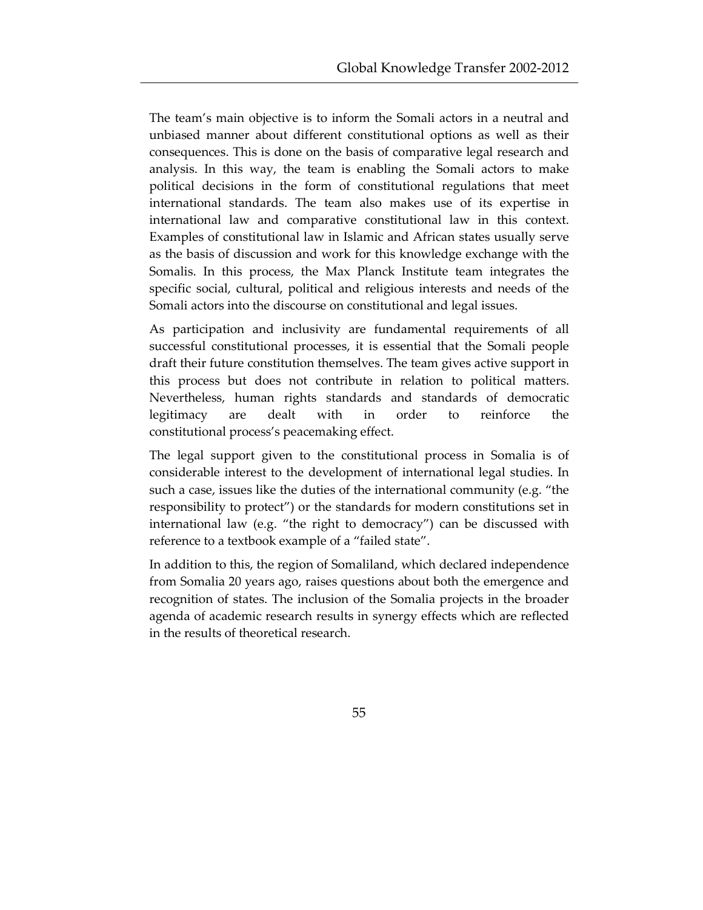The team's main objective is to inform the Somali actors in a neutral and unbiased manner about different constitutional options as well as their consequences. This is done on the basis of comparative legal research and analysis. In this way, the team is enabling the Somali actors to make political decisions in the form of constitutional regulations that meet international standards. The team also makes use of its expertise in international law and comparative constitutional law in this context. Examples of constitutional law in Islamic and African states usually serve as the basis of discussion and work for this knowledge exchange with the Somalis. In this process, the Max Planck Institute team integrates the specific social, cultural, political and religious interests and needs of the Somali actors into the discourse on constitutional and legal issues.

As participation and inclusivity are fundamental requirements of all successful constitutional processes, it is essential that the Somali people draft their future constitution themselves. The team gives active support in this process but does not contribute in relation to political matters. Nevertheless, human rights standards and standards of democratic legitimacy are dealt with in order to reinforce the constitutional process's peacemaking effect.

The legal support given to the constitutional process in Somalia is of considerable interest to the development of international legal studies. In such a case, issues like the duties of the international community (e.g. "the responsibility to protect") or the standards for modern constitutions set in international law (e.g. "the right to democracy") can be discussed with reference to a textbook example of a "failed state".

In addition to this, the region of Somaliland, which declared independence from Somalia 20 years ago, raises questions about both the emergence and recognition of states. The inclusion of the Somalia projects in the broader agenda of academic research results in synergy effects which are reflected in the results of theoretical research.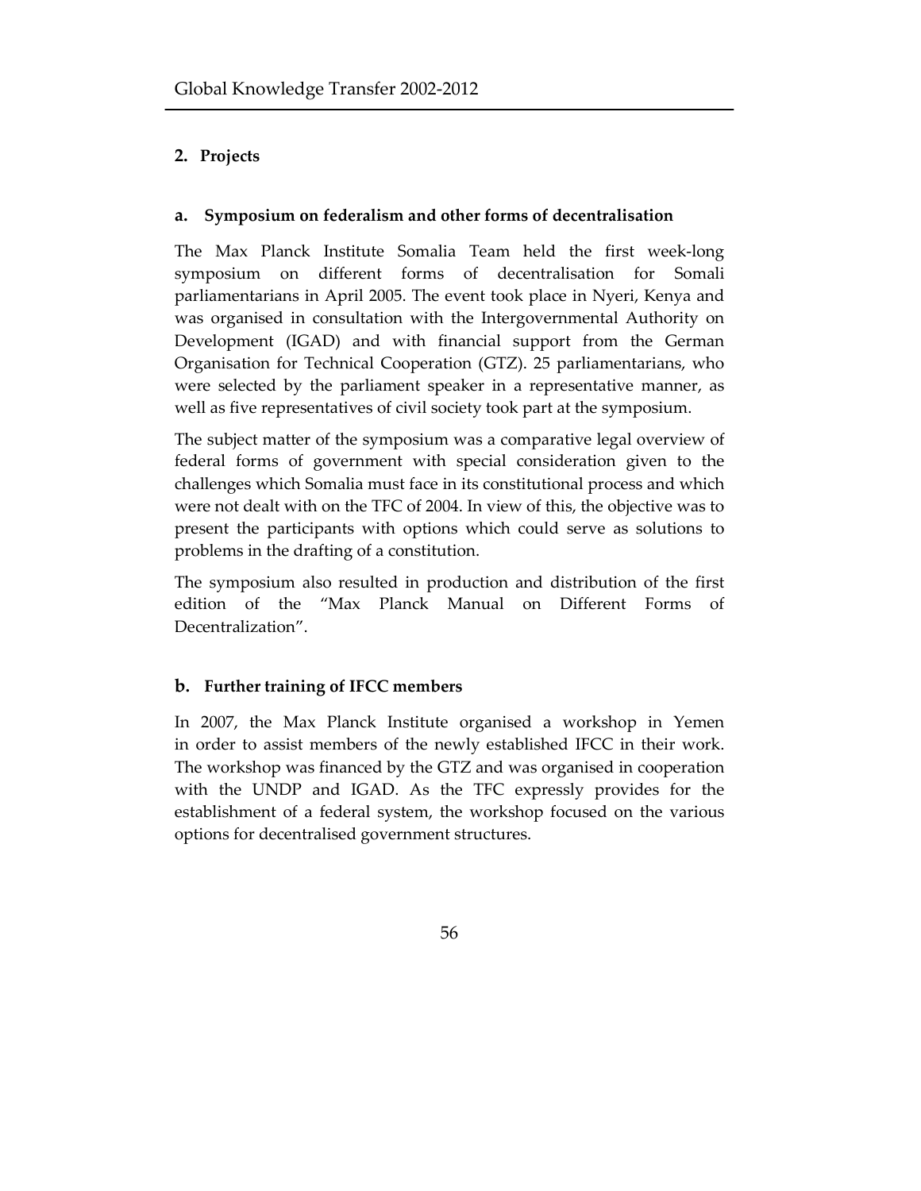## 2. Projects

### a. Symposium on federalism and other forms of decentralisation

The Max Planck Institute Somalia Team held the first week-long symposium on different forms of decentralisation for Somali parliamentarians in April 2005. The event took place in Nyeri, Kenya and was organised in consultation with the Intergovernmental Authority on Development (IGAD) and with financial support from the German Organisation for Technical Cooperation (GTZ). 25 parliamentarians, who were selected by the parliament speaker in a representative manner, as well as five representatives of civil society took part at the symposium.

The subject matter of the symposium was a comparative legal overview of federal forms of government with special consideration given to the challenges which Somalia must face in its constitutional process and which were not dealt with on the TFC of 2004. In view of this, the objective was to present the participants with options which could serve as solutions to problems in the drafting of a constitution.

The symposium also resulted in production and distribution of the first edition of the "Max Planck Manual on Different Forms of Decentralization".

### b. Further training of IFCC members

In 2007, the Max Planck Institute organised a workshop in Yemen in order to assist members of the newly established IFCC in their work. The workshop was financed by the GTZ and was organised in cooperation with the UNDP and IGAD. As the TFC expressly provides for the establishment of a federal system, the workshop focused on the various options for decentralised government structures.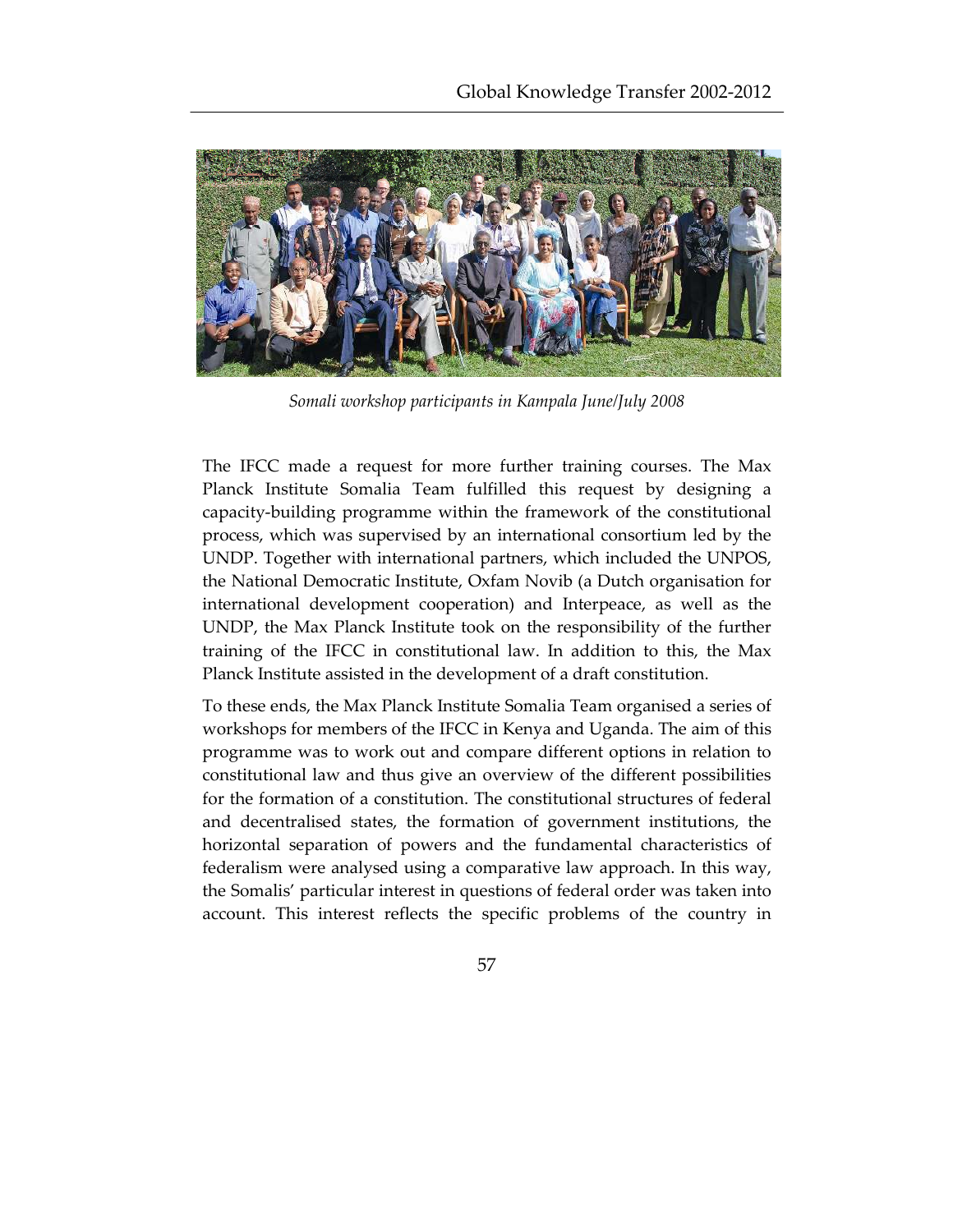*Somali workshop participants in Kampala June/July 2008*

The IFCC made a request for more further training courses. The Max Planck Institute Somalia Team fulfilled this request by designing a capacity-building programme within the framework of the constitutional process, which was supervised by an international consortium led by the UNDP. Together with international partners, which included the UNPOS, the National Democratic Institute, Oxfam Novib (a Dutch organisation for international development cooperation) and Interpeace, as well as the UNDP, the Max Planck Institute took on the responsibility of the further training of the IFCC in constitutional law. In addition to this, the Max Planck Institute assisted in the development of a draft constitution.

To these ends, the Max Planck Institute Somalia Team organised a series of workshops for members of the IFCC in Kenya and Uganda. The aim of this programme was to work out and compare different options in relation to constitutional law and thus give an overview of the different possibilities for the formation of a constitution. The constitutional structures of federal and decentralised states, the formation of government institutions, the horizontal separation of powers and the fundamental characteristics of federalism were analysed using a comparative law approach. In this way, the Somalis' particular interest in questions of federal order was taken into account. This interest reflects the specific problems of the country in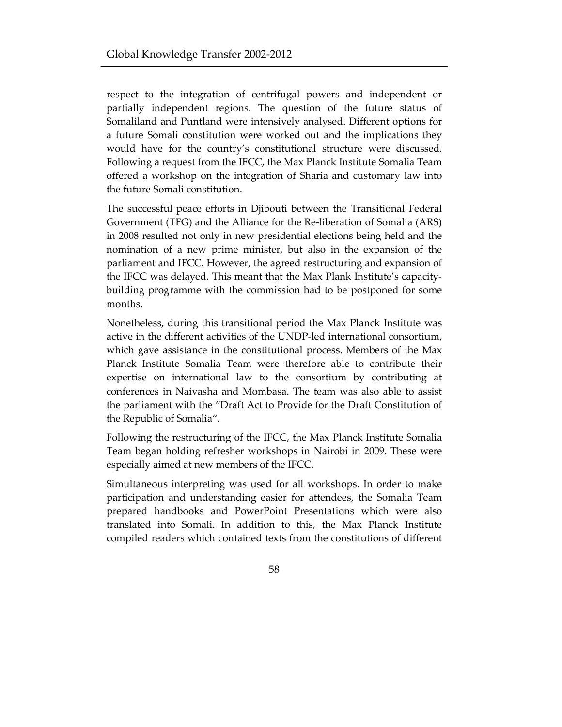respect to the integration of centrifugal powers and independent or partially independent regions. The question of the future status of Somaliland and Puntland were intensively analysed. Different options for a future Somali constitution were worked out and the implications they would have for the country's constitutional structure were discussed. Following a request from the IFCC, the Max Planck Institute Somalia Team offered a workshop on the integration of Sharia and customary law into the future Somali constitution.

The successful peace efforts in Djibouti between the Transitional Federal Government (TFG) and the Alliance for the Re-liberation of Somalia (ARS) in 2008 resulted not only in new presidential elections being held and the nomination of a new prime minister, but also in the expansion of the parliament and IFCC. However, the agreed restructuring and expansion of the IFCC was delayed. This meant that the Max Plank Institute's capacity-building programme with the commission had to be postponed for some months.

Nonetheless, during this transitional period the Max Planck Institute was active in the different activities of the UNDP-led international consortium, which gave assistance in the constitutional process. Members of the Max Planck Institute Somalia Team were therefore able to contribute their expertise on international law to the consortium by contributing at conferences in Naivasha and Mombasa. The team was also able to assist the parliament with the "Draft Act to Provide for the Draft Constitution of the Republic of Somalia".

Following the restructuring of the IFCC, the Max Planck Institute Somalia Team began holding refresher workshops in Nairobi in 2009. These were especially aimed at new members of the IFCC.

Simultaneous interpreting was used for all workshops. In order to make participation and understanding easier for attendees, the Somalia Team prepared handbooks and PowerPoint Presentations which were also translated into Somali. In addition to this, the Max Planck Institute compiled readers which contained texts from the constitutions of different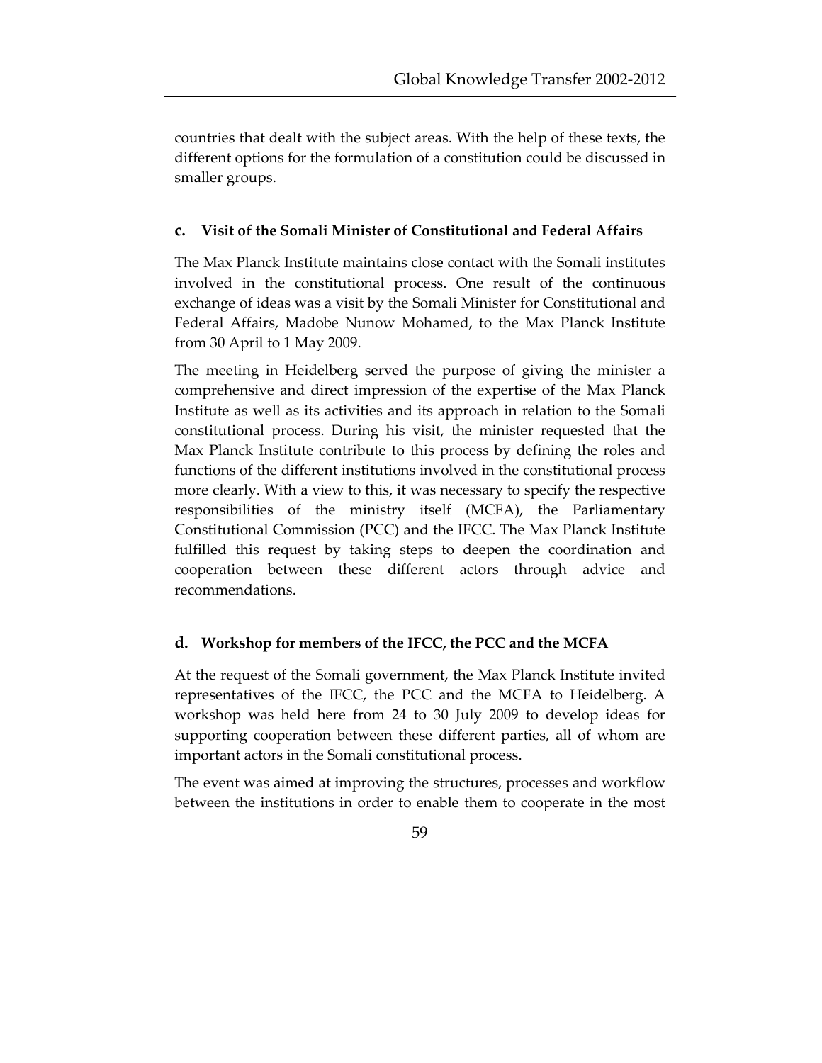countries that dealt with the subject areas. With the help of these texts, the different options for the formulation of a constitution could be discussed in smaller groups.

### c. Visit of the Somali Minister of Constitutional and Federal Affairs

The Max Planck Institute maintains close contact with the Somali institutes involved in the constitutional process. One result of the continuous exchange of ideas was a visit by the Somali Minister for Constitutional and Federal Affairs, Madobe Nunow Mohamed, to the Max Planck Institute from 30 April to 1 May 2009.

The meeting in Heidelberg served the purpose of giving the minister a comprehensive and direct impression of the expertise of the Max Planck Institute as well as its activities and its approach in relation to the Somali constitutional process. During his visit, the minister requested that the Max Planck Institute contribute to this process by defining the roles and functions of the different institutions involved in the constitutional process more clearly. With a view to this, it was necessary to specify the respective responsibilities of the ministry itself (MCFA), the Parliamentary Constitutional Commission (PCC) and the IFCC. The Max Planck Institute fulfilled this request by taking steps to deepen the coordination and cooperation between these different actors through advice and recommendations.

### d. Workshop for members of the IFCC, the PCC and the MCFA

At the request of the Somali government, the Max Planck Institute invited representatives of the IFCC, the PCC and the MCFA to Heidelberg. A workshop was held here from 24 to 30 July 2009 to develop ideas for supporting cooperation between these different parties, all of whom are important actors in the Somali constitutional process.

The event was aimed at improving the structures, processes and workflow between the institutions in order to enable them to cooperate in the most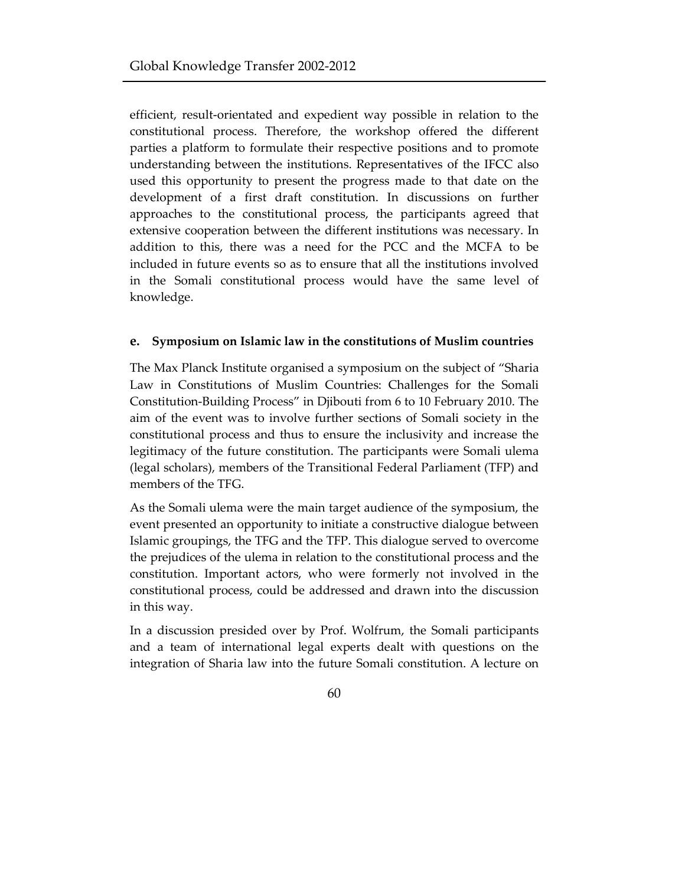efficient, result-orientated and expedient way possible in relation to the constitutional process. Therefore, the workshop offered the different parties a platform to formulate their respective positions and to promote understanding between the institutions. Representatives of the IFCC also used this opportunity to present the progress made to that date on the development of a first draft constitution. In discussions on further approaches to the constitutional process, the participants agreed that extensive cooperation between the different institutions was necessary. In addition to this, there was a need for the PCC and the MCFA to be included in future events so as to ensure that all the institutions involved in the Somali constitutional process would have the same level of knowledge.

### e. Symposium on Islamic law in the constitutions of Muslim countries

The Max Planck Institute organised a symposium on the subject of "Sharia Law in Constitutions of Muslim Countries: Challenges for the Somali Constitution-Building Process" in Djibouti from 6 to 10 February 2010. The aim of the event was to involve further sections of Somali society in the constitutional process and thus to ensure the inclusivity and increase the legitimacy of the future constitution. The participants were Somali ulema (legal scholars), members of the Transitional Federal Parliament (TFP) and members of the TFG.

As the Somali ulema were the main target audience of the symposium, the event presented an opportunity to initiate a constructive dialogue between Islamic groupings, the TFG and the TFP. This dialogue served to overcome the prejudices of the ulema in relation to the constitutional process and the constitution. Important actors, who were formerly not involved in the constitutional process, could be addressed and drawn into the discussion in this way.

In a discussion presided over by Prof. Wolfrum, the Somali participants and a team of international legal experts dealt with questions on the integration of Sharia law into the future Somali constitution. A lecture on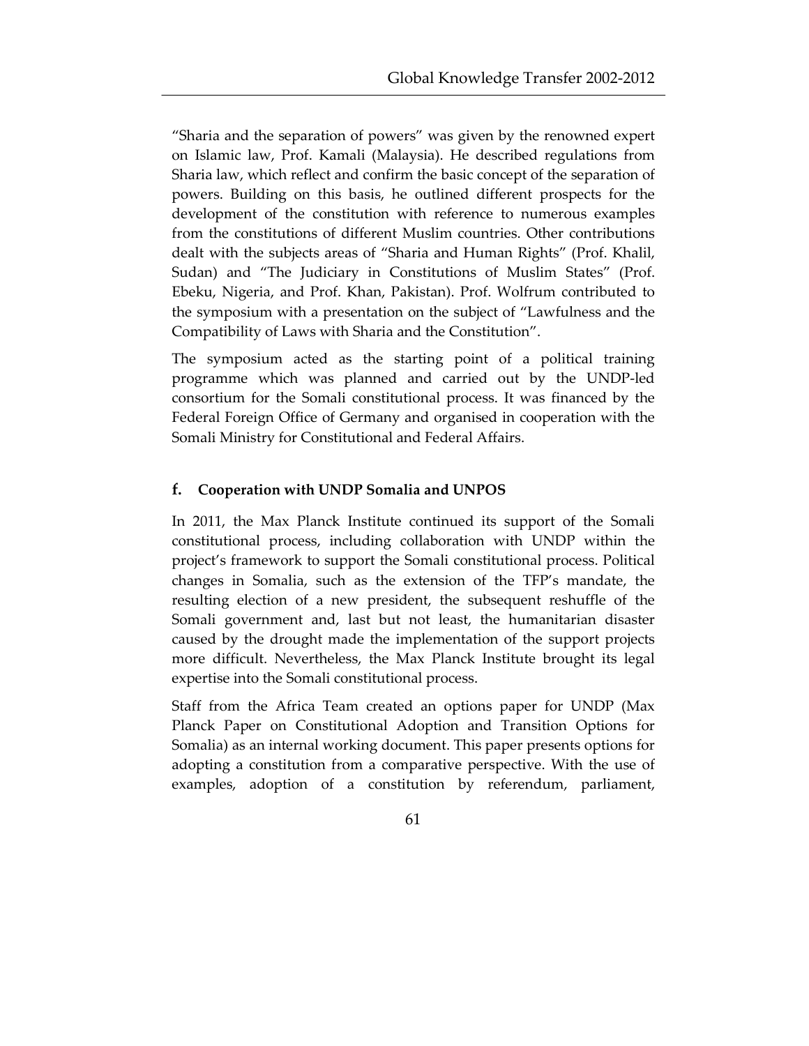"Sharia and the separation of powers" was given by the renowned expert on Islamic law, Prof. Kamali (Malaysia). He described regulations from Sharia law, which reflect and confirm the basic concept of the separation of powers. Building on this basis, he outlined different prospects for the development of the constitution with reference to numerous examples from the constitutions of different Muslim countries. Other contributions dealt with the subjects areas of "Sharia and Human Rights" (Prof. Khalil, Sudan) and "The Judiciary in Constitutions of Muslim States" (Prof. Ebeku, Nigeria, and Prof. Khan, Pakistan). Prof. Wolfrum contributed to the symposium with a presentation on the subject of "Lawfulness and the Compatibility of Laws with Sharia and the Constitution".

The symposium acted as the starting point of a political training programme which was planned and carried out by the UNDP-led consortium for the Somali constitutional process. It was financed by the Federal Foreign Office of Germany and organised in cooperation with the Somali Ministry for Constitutional and Federal Affairs.

### f. Cooperation with UNDP Somalia and UNPOS

In 2011, the Max Planck Institute continued its support of the Somali constitutional process, including collaboration with UNDP within the project's framework to support the Somali constitutional process. Political changes in Somalia, such as the extension of the TFP's mandate, the resulting election of a new president, the subsequent reshuffle of the Somali government and, last but not least, the humanitarian disaster caused by the drought made the implementation of the support projects more difficult. Nevertheless, the Max Planck Institute brought its legal expertise into the Somali constitutional process.

Staff from the Africa Team created an options paper for UNDP (Max Planck Paper on Constitutional Adoption and Transition Options for Somalia) as an internal working document. This paper presents options for adopting a constitution from a comparative perspective. With the use of examples, adoption of a constitution by referendum, parliament,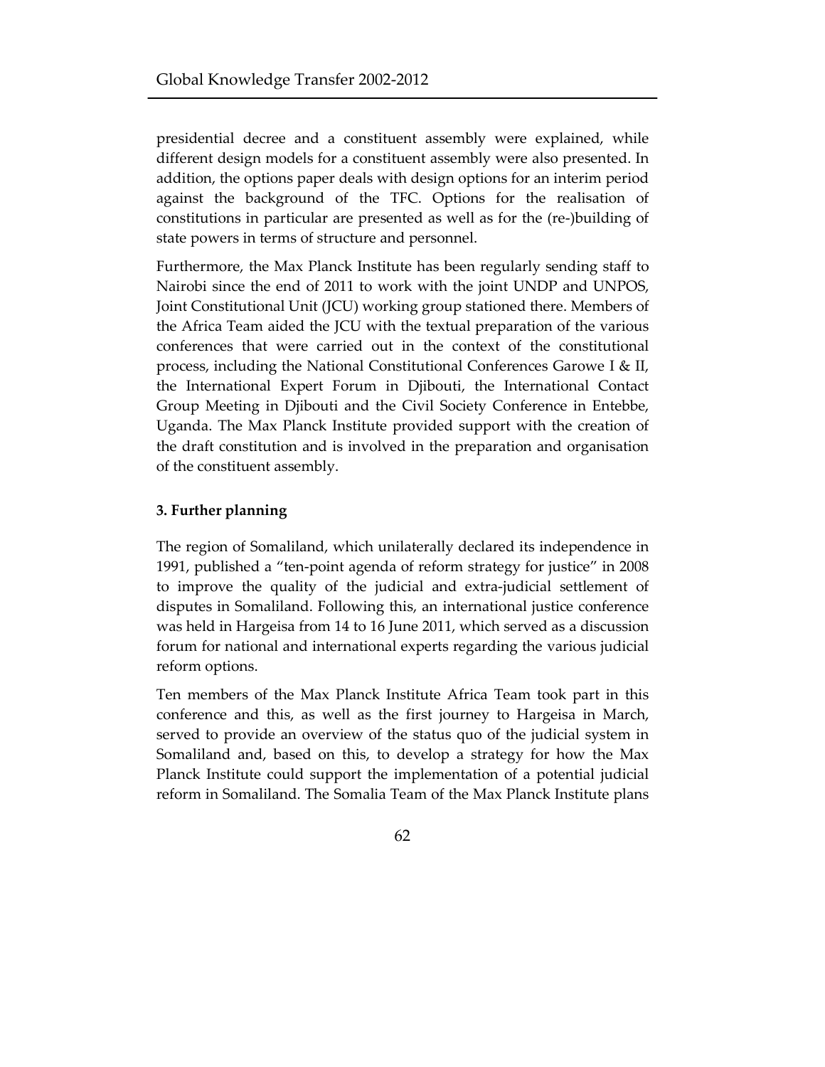presidential decree and a constituent assembly were explained, while different design models for a constituent assembly were also presented. In addition, the options paper deals with design options for an interim period against the background of the TFC. Options for the realisation of constitutions in particular are presented as well as for the (re-)building of state powers in terms of structure and personnel.

Furthermore, the Max Planck Institute has been regularly sending staff to Nairobi since the end of 2011 to work with the joint UNDP and UNPOS, Joint Constitutional Unit (JCU) working group stationed there. Members of the Africa Team aided the JCU with the textual preparation of the various conferences that were carried out in the context of the constitutional process, including the National Constitutional Conferences Garowe I & II, the International Expert Forum in Djibouti, the International Contact Group Meeting in Djibouti and the Civil Society Conference in Entebbe, Uganda. The Max Planck Institute provided support with the creation of the draft constitution and is involved in the preparation and organisation of the constituent assembly.

### 3. Further planning

The region of Somaliland, which unilaterally declared its independence in 1991, published a "ten-point agenda of reform strategy for justice" in 2008 to improve the quality of the judicial and extra-judicial settlement of disputes in Somaliland. Following this, an international justice conference was held in Hargeisa from 14 to 16 June 2011, which served as a discussion forum for national and international experts regarding the various judicial reform options.

Ten members of the Max Planck Institute Africa Team took part in this conference and this, as well as the first journey to Hargeisa in March, served to provide an overview of the status quo of the judicial system in Somaliland and, based on this, to develop a strategy for how the Max Planck Institute could support the implementation of a potential judicial reform in Somaliland. The Somalia Team of the Max Planck Institute plans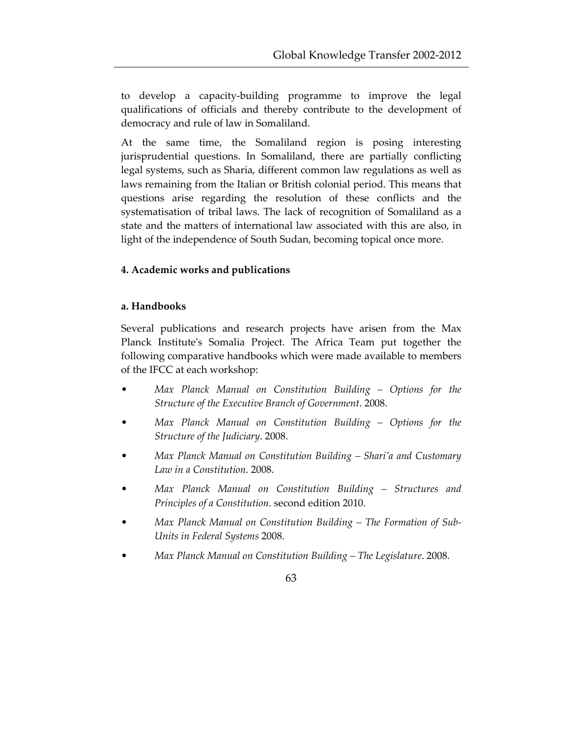to develop a capacity-building programme to improve the legal qualifications of officials and thereby contribute to the development of democracy and rule of law in Somaliland.

At the same time, the Somaliland region is posing interesting jurisprudential questions. In Somaliland, there are partially conflicting legal systems, such as Sharia, different common law regulations as well as laws remaining from the Italian or British colonial period. This means that questions arise regarding the resolution of these conflicts and the systematisation of tribal laws. The lack of recognition of Somaliland as a state and the matters of international law associated with this are also, in light of the independence of South Sudan, becoming topical once more.

### 4. Academic works and publications

#### a. Handbooks

Several publications and research projects have arisen from the Max Planck Institute's Somalia Project. The Africa Team put together the following comparative handbooks which were made available to members of the IFCC at each workshop:

- *Max Planck Manual on Constitution Building – Options for the Structure of the Executive Branch of Government*. 2008.
- *Max Planck Manual on Constitution Building – Options for the Structure of the Judiciary*. 2008.
- *Max Planck Manual on Constitution Building – Shari'a and Customary Law in a Constitution*. 2008.
- *Max Planck Manual on Constitution Building – Structures and Principles of a Constitution*. second edition 2010.
- *Max Planck Manual on Constitution Building – The Formation of Sub-Units in Federal Systems* 2008.
- *Max Planck Manual on Constitution Building – The Legislature*. 2008.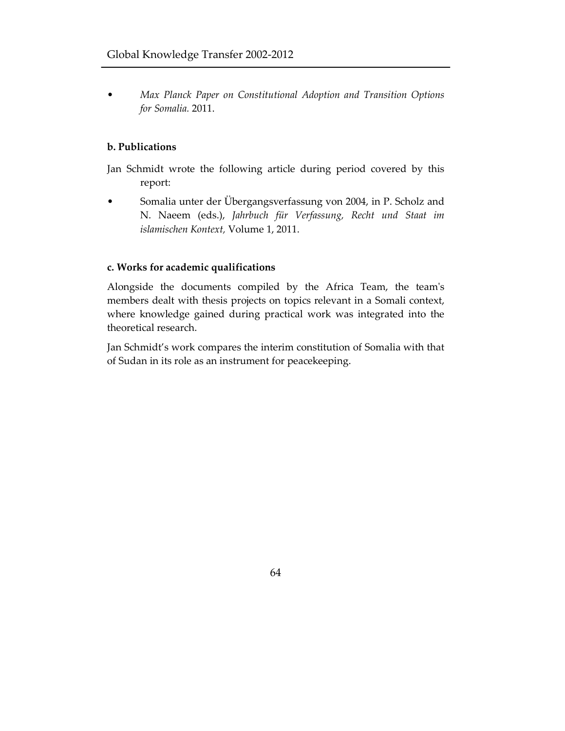- *Max Planck Paper on Constitutional Adoption and Transition Options for Somalia.* 2011.

**b. Publications**

Jan Schmidt wrote the following article during period covered by this report:

- Somalia unter der Übergangsverfassung von 2004, in P. Scholz and N. Naeem (eds.), *Jahrbuch für Verfassung, Recht und Staat im islamischen Kontext,* Volume 1, 2011.

**c. Works for academic qualifications**

Alongside the documents compiled by the Africa Team, the team's members dealt with thesis projects on topics relevant in a Somali context, where knowledge gained during practical work was integrated into the theoretical research.

Jan Schmidt's work compares the interim constitution of Somalia with that of Sudan in its role as an instrument for peacekeeping.